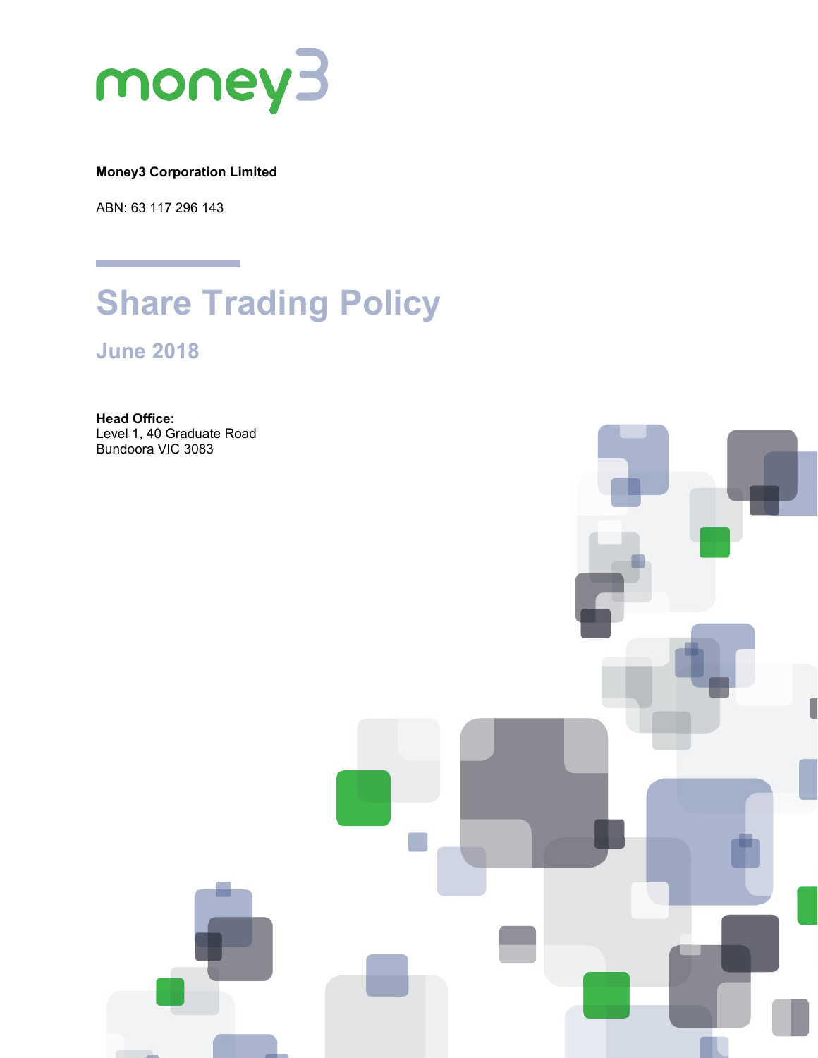money3

**Money3 Corporation Limited**

ABN: 63 117 296 143

# Share Trading Policy

## June 2018

**Head Office:**
Level 1, 40 Graduate Road
Bundoora VIC 3083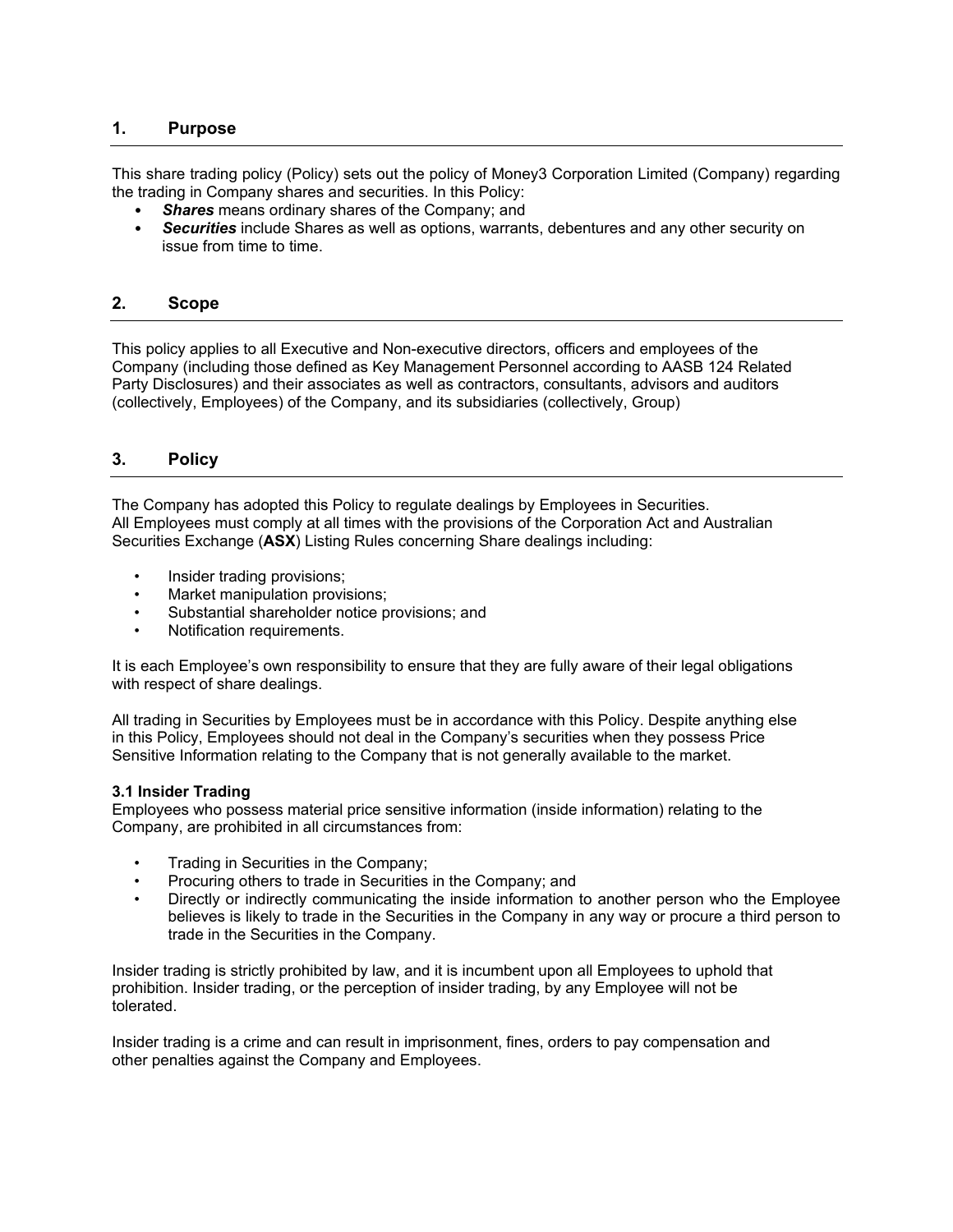## 1. Purpose

This share trading policy (Policy) sets out the policy of Money3 Corporation Limited (Company) regarding the trading in Company shares and securities. In this Policy:

- ***Shares*** means ordinary shares of the Company; and
- ***Securities*** include Shares as well as options, warrants, debentures and any other security on issue from time to time.

## 2. Scope

This policy applies to all Executive and Non-executive directors, officers and employees of the Company (including those defined as Key Management Personnel according to AASB 124 Related Party Disclosures) and their associates as well as contractors, consultants, advisors and auditors (collectively, Employees) of the Company, and its subsidiaries (collectively, Group)

## 3. Policy

The Company has adopted this Policy to regulate dealings by Employees in Securities.
All Employees must comply at all times with the provisions of the Corporation Act and Australian Securities Exchange (**ASX**) Listing Rules concerning Share dealings including:

- Insider trading provisions;
- Market manipulation provisions;
- Substantial shareholder notice provisions; and
- Notification requirements.

It is each Employee's own responsibility to ensure that they are fully aware of their legal obligations with respect of share dealings.

All trading in Securities by Employees must be in accordance with this Policy. Despite anything else in this Policy, Employees should not deal in the Company's securities when they possess Price Sensitive Information relating to the Company that is not generally available to the market.

### 3.1 Insider Trading

Employees who possess material price sensitive information (inside information) relating to the Company, are prohibited in all circumstances from:

- Trading in Securities in the Company;
- Procuring others to trade in Securities in the Company; and
- Directly or indirectly communicating the inside information to another person who the Employee believes is likely to trade in the Securities in the Company in any way or procure a third person to trade in the Securities in the Company.

Insider trading is strictly prohibited by law, and it is incumbent upon all Employees to uphold that prohibition. Insider trading, or the perception of insider trading, by any Employee will not be tolerated.

Insider trading is a crime and can result in imprisonment, fines, orders to pay compensation and other penalties against the Company and Employees.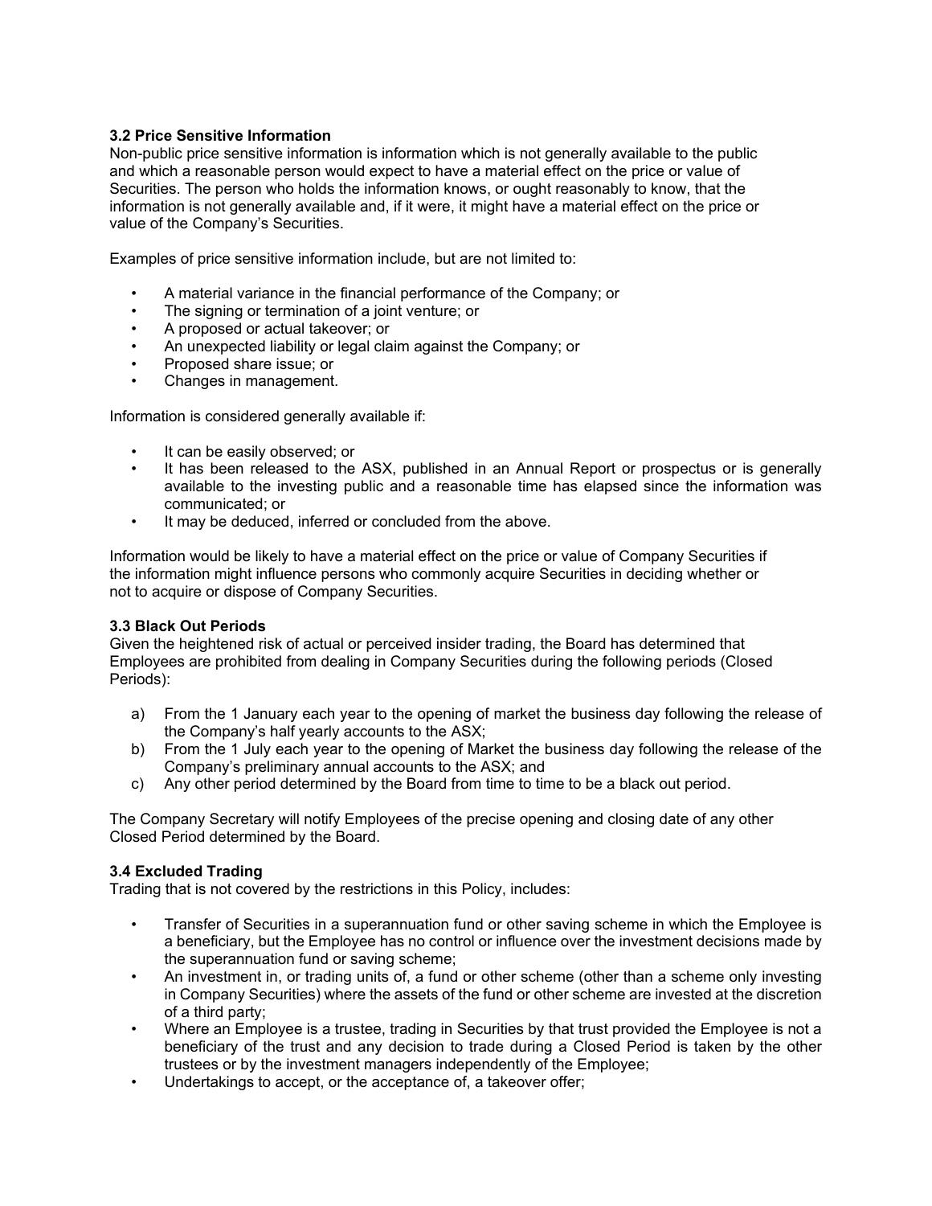### 3.2 Price Sensitive Information

Non-public price sensitive information is information which is not generally available to the public and which a reasonable person would expect to have a material effect on the price or value of Securities. The person who holds the information knows, or ought reasonably to know, that the information is not generally available and, if it were, it might have a material effect on the price or value of the Company's Securities.

Examples of price sensitive information include, but are not limited to:

- A material variance in the financial performance of the Company; or
- The signing or termination of a joint venture; or
- A proposed or actual takeover; or
- An unexpected liability or legal claim against the Company; or
- Proposed share issue; or
- Changes in management.

Information is considered generally available if:

- It can be easily observed; or
- It has been released to the ASX, published in an Annual Report or prospectus or is generally available to the investing public and a reasonable time has elapsed since the information was communicated; or
- It may be deduced, inferred or concluded from the above.

Information would be likely to have a material effect on the price or value of Company Securities if the information might influence persons who commonly acquire Securities in deciding whether or not to acquire or dispose of Company Securities.

### 3.3 Black Out Periods

Given the heightened risk of actual or perceived insider trading, the Board has determined that Employees are prohibited from dealing in Company Securities during the following periods (Closed Periods):

a) From the 1 January each year to the opening of market the business day following the release of the Company's half yearly accounts to the ASX;
b) From the 1 July each year to the opening of Market the business day following the release of the Company's preliminary annual accounts to the ASX; and
c) Any other period determined by the Board from time to time to be a black out period.

The Company Secretary will notify Employees of the precise opening and closing date of any other Closed Period determined by the Board.

### 3.4 Excluded Trading

Trading that is not covered by the restrictions in this Policy, includes:

- Transfer of Securities in a superannuation fund or other saving scheme in which the Employee is a beneficiary, but the Employee has no control or influence over the investment decisions made by the superannuation fund or saving scheme;
- An investment in, or trading units of, a fund or other scheme (other than a scheme only investing in Company Securities) where the assets of the fund or other scheme are invested at the discretion of a third party;
- Where an Employee is a trustee, trading in Securities by that trust provided the Employee is not a beneficiary of the trust and any decision to trade during a Closed Period is taken by the other trustees or by the investment managers independently of the Employee;
- Undertakings to accept, or the acceptance of, a takeover offer;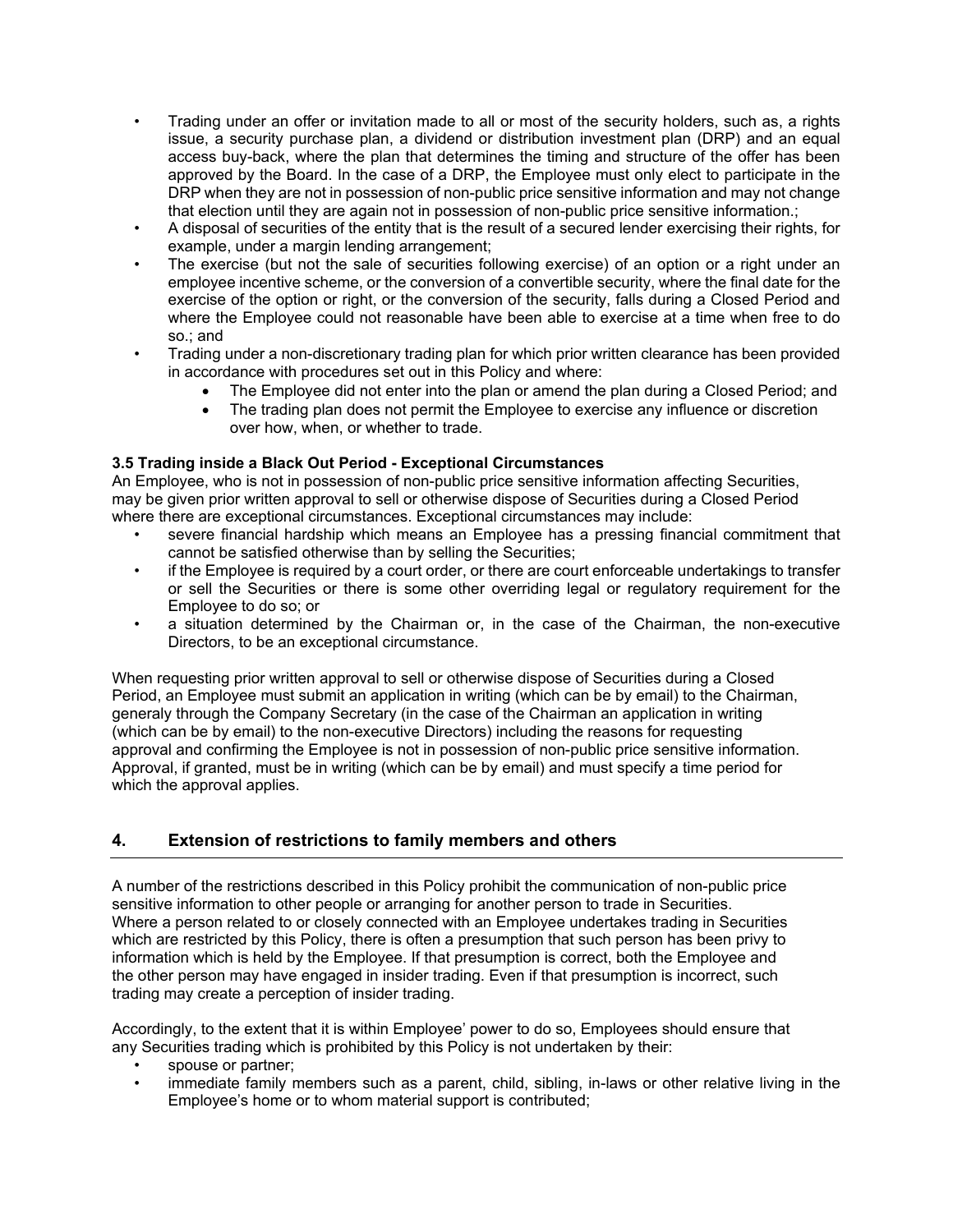- Trading under an offer or invitation made to all or most of the security holders, such as, a rights issue, a security purchase plan, a dividend or distribution investment plan (DRP) and an equal access buy-back, where the plan that determines the timing and structure of the offer has been approved by the Board. In the case of a DRP, the Employee must only elect to participate in the DRP when they are not in possession of non-public price sensitive information and may not change that election until they are again not in possession of non-public price sensitive information.;
- A disposal of securities of the entity that is the result of a secured lender exercising their rights, for example, under a margin lending arrangement;
- The exercise (but not the sale of securities following exercise) of an option or a right under an employee incentive scheme, or the conversion of a convertible security, where the final date for the exercise of the option or right, or the conversion of the security, falls during a Closed Period and where the Employee could not reasonable have been able to exercise at a time when free to do so.; and
- Trading under a non-discretionary trading plan for which prior written clearance has been provided in accordance with procedures set out in this Policy and where:
  - The Employee did not enter into the plan or amend the plan during a Closed Period; and
  - The trading plan does not permit the Employee to exercise any influence or discretion over how, when, or whether to trade.

**3.5 Trading inside a Black Out Period - Exceptional Circumstances**

An Employee, who is not in possession of non-public price sensitive information affecting Securities, may be given prior written approval to sell or otherwise dispose of Securities during a Closed Period where there are exceptional circumstances. Exceptional circumstances may include:

- severe financial hardship which means an Employee has a pressing financial commitment that cannot be satisfied otherwise than by selling the Securities;
- if the Employee is required by a court order, or there are court enforceable undertakings to transfer or sell the Securities or there is some other overriding legal or regulatory requirement for the Employee to do so; or
- a situation determined by the Chairman or, in the case of the Chairman, the non-executive Directors, to be an exceptional circumstance.

When requesting prior written approval to sell or otherwise dispose of Securities during a Closed Period, an Employee must submit an application in writing (which can be by email) to the Chairman, generaly through the Company Secretary (in the case of the Chairman an application in writing (which can be by email) to the non-executive Directors) including the reasons for requesting approval and confirming the Employee is not in possession of non-public price sensitive information. Approval, if granted, must be in writing (which can be by email) and must specify a time period for which the approval applies.

## 4. Extension of restrictions to family members and others

A number of the restrictions described in this Policy prohibit the communication of non-public price sensitive information to other people or arranging for another person to trade in Securities. Where a person related to or closely connected with an Employee undertakes trading in Securities which are restricted by this Policy, there is often a presumption that such person has been privy to information which is held by the Employee. If that presumption is correct, both the Employee and the other person may have engaged in insider trading. Even if that presumption is incorrect, such trading may create a perception of insider trading.

Accordingly, to the extent that it is within Employee' power to do so, Employees should ensure that any Securities trading which is prohibited by this Policy is not undertaken by their:

- spouse or partner;
- immediate family members such as a parent, child, sibling, in-laws or other relative living in the Employee's home or to whom material support is contributed;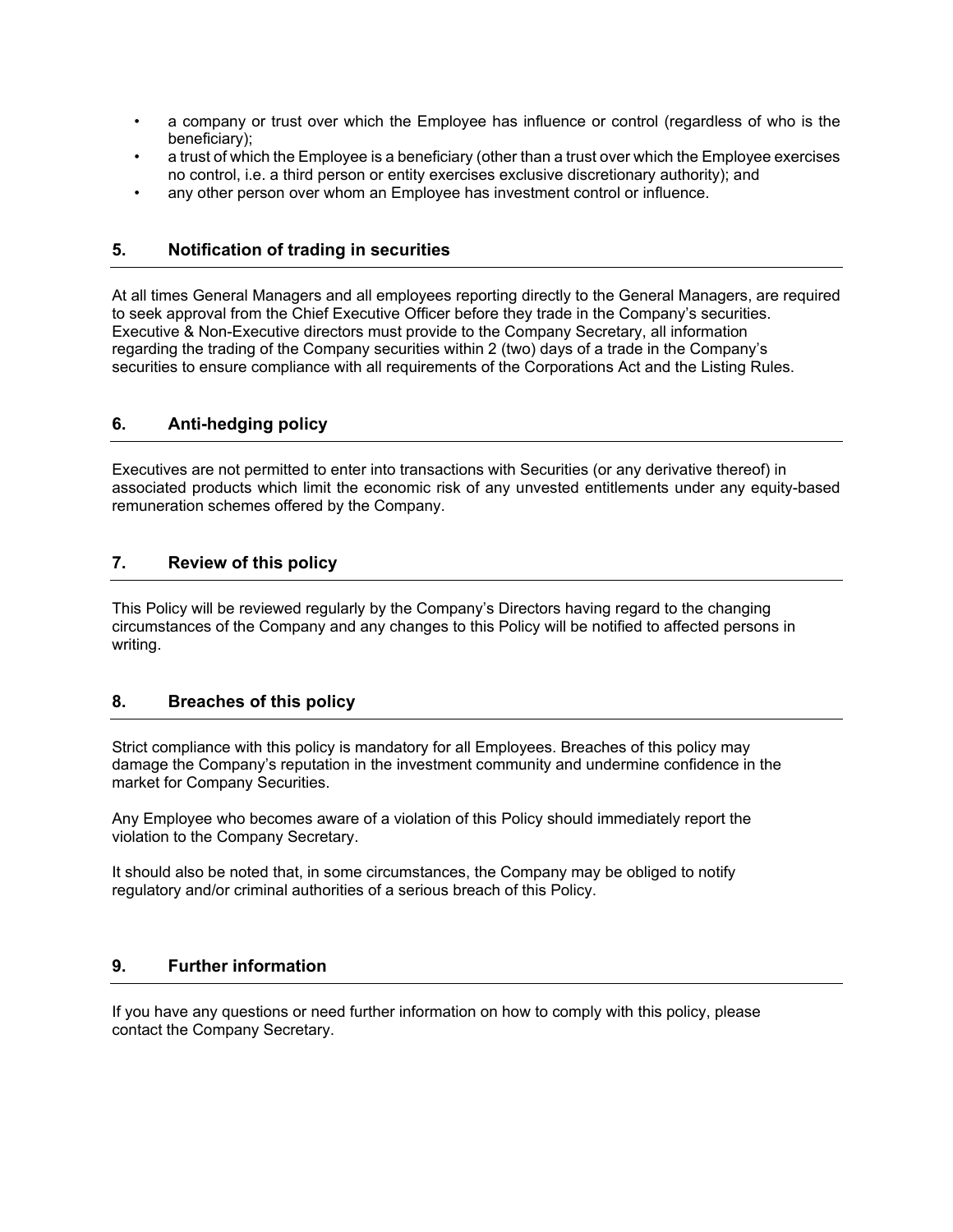- a company or trust over which the Employee has influence or control (regardless of who is the beneficiary);
- a trust of which the Employee is a beneficiary (other than a trust over which the Employee exercises no control, i.e. a third person or entity exercises exclusive discretionary authority); and
- any other person over whom an Employee has investment control or influence.

## 5. Notification of trading in securities

At all times General Managers and all employees reporting directly to the General Managers, are required to seek approval from the Chief Executive Officer before they trade in the Company's securities. Executive & Non-Executive directors must provide to the Company Secretary, all information regarding the trading of the Company securities within 2 (two) days of a trade in the Company's securities to ensure compliance with all requirements of the Corporations Act and the Listing Rules.

## 6. Anti-hedging policy

Executives are not permitted to enter into transactions with Securities (or any derivative thereof) in associated products which limit the economic risk of any unvested entitlements under any equity-based remuneration schemes offered by the Company.

## 7. Review of this policy

This Policy will be reviewed regularly by the Company's Directors having regard to the changing circumstances of the Company and any changes to this Policy will be notified to affected persons in writing.

## 8. Breaches of this policy

Strict compliance with this policy is mandatory for all Employees. Breaches of this policy may damage the Company's reputation in the investment community and undermine confidence in the market for Company Securities.

Any Employee who becomes aware of a violation of this Policy should immediately report the violation to the Company Secretary.

It should also be noted that, in some circumstances, the Company may be obliged to notify regulatory and/or criminal authorities of a serious breach of this Policy.

## 9. Further information

If you have any questions or need further information on how to comply with this policy, please contact the Company Secretary.